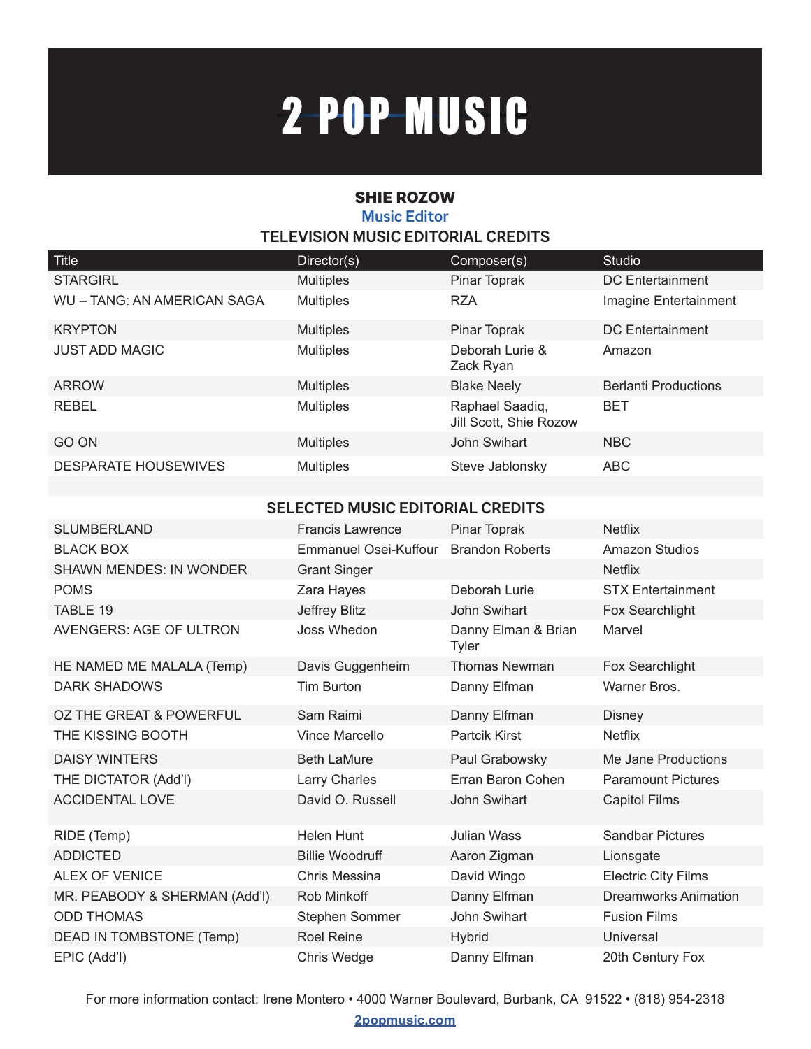# 2 POP MUSIC

**SHIE ROZOW**

**Music Editor**

## TELEVISION MUSIC EDITORIAL CREDITS

| Title | Director(s) | Composer(s) | Studio |
|---|---|---|---|
| STARGIRL | Multiples | Pinar Toprak | DC Entertainment |
| WU – TANG: AN AMERICAN SAGA | Multiples | RZA | Imagine Entertainment |
| KRYPTON | Multiples | Pinar Toprak | DC Entertainment |
| JUST ADD MAGIC | Multiples | Deborah Lurie & Zack Ryan | Amazon |
| ARROW | Multiples | Blake Neely | Berlanti Productions |
| REBEL | Multiples | Raphael Saadiq, Jill Scott, Shie Rozow | BET |
| GO ON | Multiples | John Swihart | NBC |
| DESPARATE HOUSEWIVES | Multiples | Steve Jablonsky | ABC |

## SELECTED MUSIC EDITORIAL CREDITS

| Title | Director(s) | Composer(s) | Studio |
|---|---|---|---|
| SLUMBERLAND | Francis Lawrence | Pinar Toprak | Netflix |
| BLACK BOX | Emmanuel Osei-Kuffour | Brandon Roberts | Amazon Studios |
| SHAWN MENDES: IN WONDER | Grant Singer | | Netflix |
| POMS | Zara Hayes | Deborah Lurie | STX Entertainment |
| TABLE 19 | Jeffrey Blitz | John Swihart | Fox Searchlight |
| AVENGERS: AGE OF ULTRON | Joss Whedon | Danny Elman & Brian Tyler | Marvel |
| HE NAMED ME MALALA (Temp) | Davis Guggenheim | Thomas Newman | Fox Searchlight |
| DARK SHADOWS | Tim Burton | Danny Elfman | Warner Bros. |
| OZ THE GREAT & POWERFUL | Sam Raimi | Danny Elfman | Disney |
| THE KISSING BOOTH | Vince Marcello | Partcik Kirst | Netflix |
| DAISY WINTERS | Beth LaMure | Paul Grabowsky | Me Jane Productions |
| THE DICTATOR (Add'l) | Larry Charles | Erran Baron Cohen | Paramount Pictures |
| ACCIDENTAL LOVE | David O. Russell | John Swihart | Capitol Films |
| RIDE (Temp) | Helen Hunt | Julian Wass | Sandbar Pictures |
| ADDICTED | Billie Woodruff | Aaron Zigman | Lionsgate |
| ALEX OF VENICE | Chris Messina | David Wingo | Electric City Films |
| MR. PEABODY & SHERMAN (Add'l) | Rob Minkoff | Danny Elfman | Dreamworks Animation |
| ODD THOMAS | Stephen Sommer | John Swihart | Fusion Films |
| DEAD IN TOMBSTONE (Temp) | Roel Reine | Hybrid | Universal |
| EPIC (Add'l) | Chris Wedge | Danny Elfman | 20th Century Fox |

For more information contact: Irene Montero • 4000 Warner Boulevard, Burbank, CA 91522 • (818) 954-2318

2popmusic.com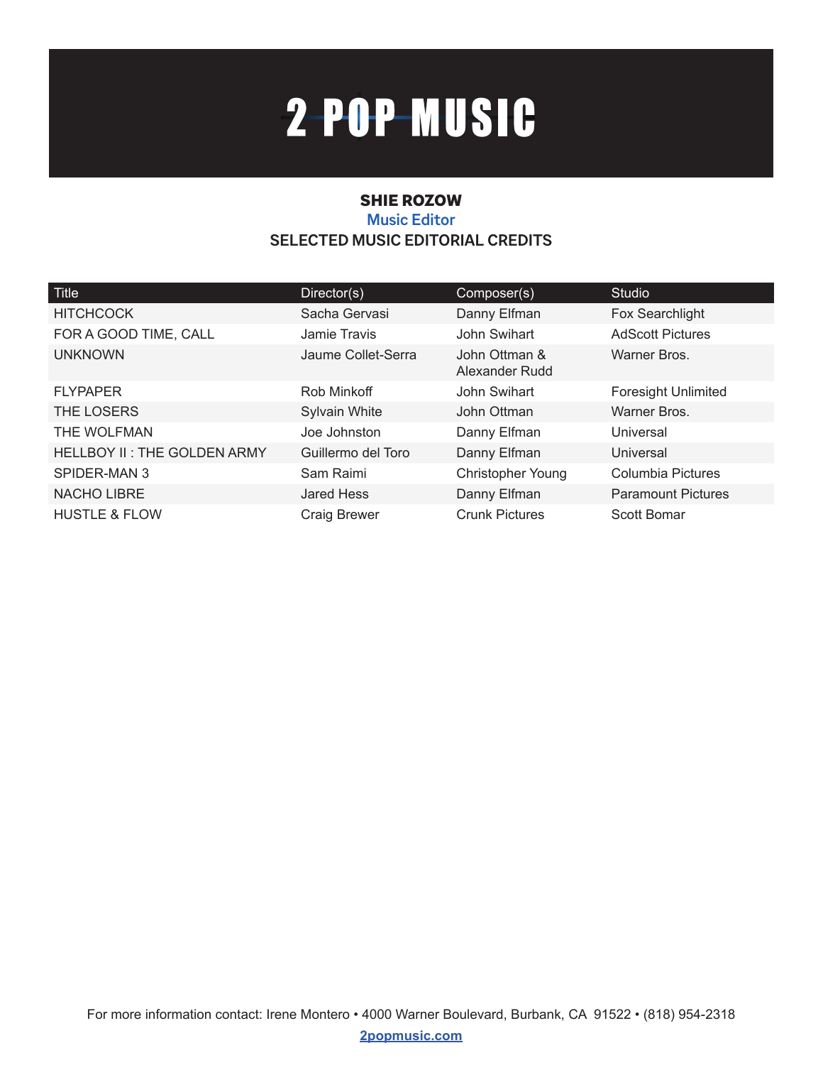# 2 POP MUSIC

**SHIE ROZOW**

**Music Editor**

**SELECTED MUSIC EDITORIAL CREDITS**

| Title | Director(s) | Composer(s) | Studio |
|---|---|---|---|
| HITCHCOCK | Sacha Gervasi | Danny Elfman | Fox Searchlight |
| FOR A GOOD TIME, CALL | Jamie Travis | John Swihart | AdScott Pictures |
| UNKNOWN | Jaume Collet-Serra | John Ottman & Alexander Rudd | Warner Bros. |
| FLYPAPER | Rob Minkoff | John Swihart | Foresight Unlimited |
| THE LOSERS | Sylvain White | John Ottman | Warner Bros. |
| THE WOLFMAN | Joe Johnston | Danny Elfman | Universal |
| HELLBOY II : THE GOLDEN ARMY | Guillermo del Toro | Danny Elfman | Universal |
| SPIDER-MAN 3 | Sam Raimi | Christopher Young | Columbia Pictures |
| NACHO LIBRE | Jared Hess | Danny Elfman | Paramount Pictures |
| HUSTLE & FLOW | Craig Brewer | Crunk Pictures | Scott Bomar |

For more information contact: Irene Montero • 4000 Warner Boulevard, Burbank, CA 91522 • (818) 954-2318

2popmusic.com